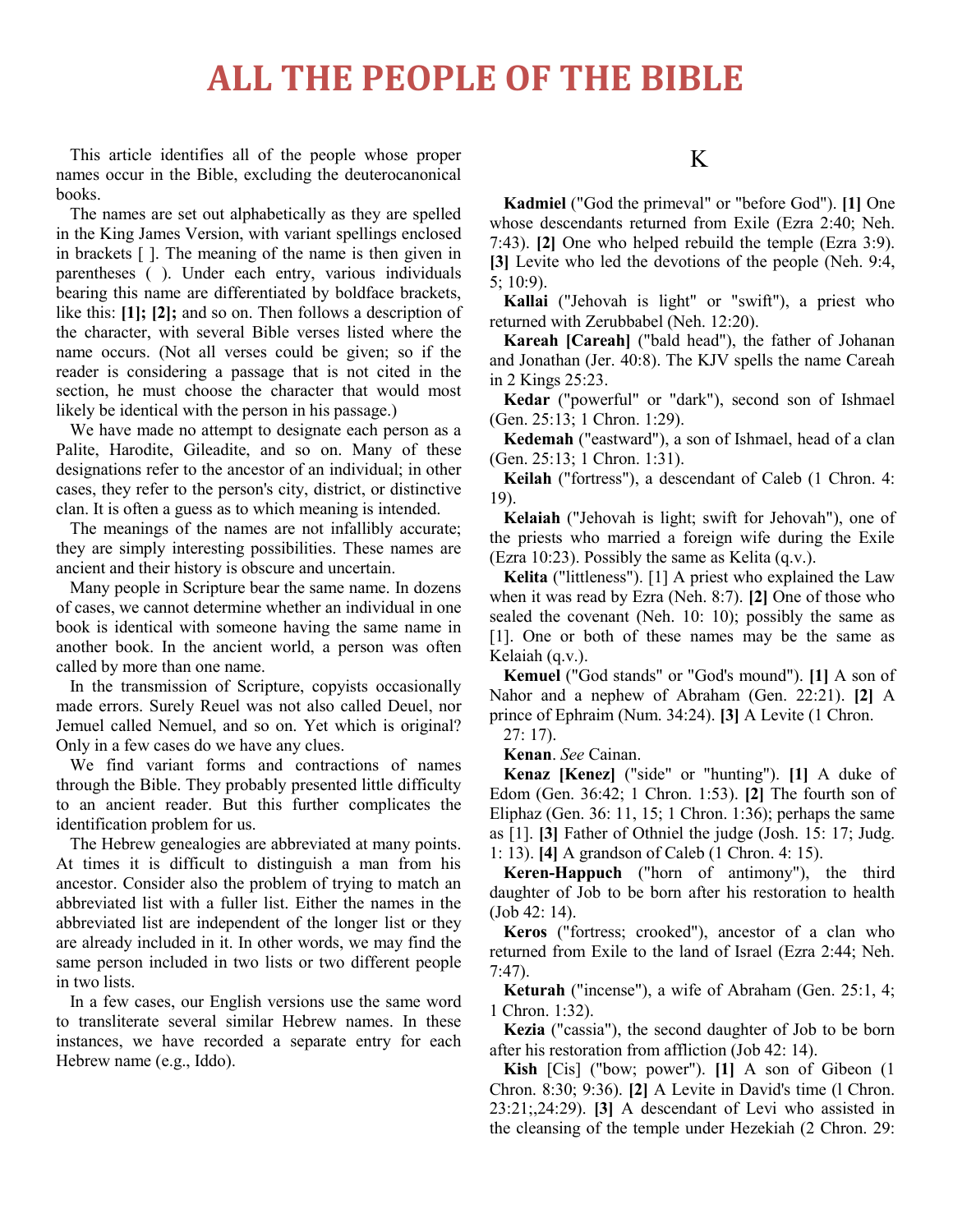# ALL THE PEOPLE OF THE BIBLE

This article identifies all of the people whose proper names occur in the Bible, excluding the deuterocanonical books.

The names are set out alphabetically as they are spelled in the King James Version, with variant spellings enclosed in brackets [ ]. The meaning of the name is then given in parentheses ( ). Under each entry, various individuals bearing this name are differentiated by boldface brackets, like this: **[1]; [2];** and so on. Then follows a description of the character, with several Bible verses listed where the name occurs. (Not all verses could be given; so if the reader is considering a passage that is not cited in the section, he must choose the character that would most likely be identical with the person in his passage.)

We have made no attempt to designate each person as a Palite, Harodite, Gileadite, and so on. Many of these designations refer to the ancestor of an individual; in other cases, they refer to the person's city, district, or distinctive clan. It is often a guess as to which meaning is intended.

The meanings of the names are not infallibly accurate; they are simply interesting possibilities. These names are ancient and their history is obscure and uncertain.

Many people in Scripture bear the same name. In dozens of cases, we cannot determine whether an individual in one book is identical with someone having the same name in another book. In the ancient world, a person was often called by more than one name.

In the transmission of Scripture, copyists occasionally made errors. Surely Reuel was not also called Deuel, nor Jemuel called Nemuel, and so on. Yet which is original? Only in a few cases do we have any clues.

We find variant forms and contractions of names through the Bible. They probably presented little difficulty to an ancient reader. But this further complicates the identification problem for us.

The Hebrew genealogies are abbreviated at many points. At times it is difficult to distinguish a man from his ancestor. Consider also the problem of trying to match an abbreviated list with a fuller list. Either the names in the abbreviated list are independent of the longer list or they are already included in it. In other words, we may find the same person included in two lists or two different people in two lists.

In a few cases, our English versions use the same word to transliterate several similar Hebrew names. In these instances, we have recorded a separate entry for each Hebrew name (e.g., Iddo).

## K

**Kadmiel** ("God the primeval" or "before God"). **[1]** One whose descendants returned from Exile (Ezra 2:40; Neh. 7:43). **[2]** One who helped rebuild the temple (Ezra 3:9). **[3]** Levite who led the devotions of the people (Neh. 9:4, 5; 10:9).

**Kallai** ("Jehovah is light" or "swift"), a priest who returned with Zerubbabel (Neh. 12:20).

**Kareah [Careah]** ("bald head"), the father of Johanan and Jonathan (Jer. 40:8). The KJV spells the name Careah in 2 Kings 25:23.

**Kedar** ("powerful" or "dark"), second son of Ishmael (Gen. 25:13; 1 Chron. 1:29).

**Kedemah** ("eastward"), a son of Ishmael, head of a clan (Gen. 25:13; 1 Chron. 1:31).

**Keilah** ("fortress"), a descendant of Caleb (1 Chron. 4: 19).

**Kelaiah** ("Jehovah is light; swift for Jehovah"), one of the priests who married a foreign wife during the Exile (Ezra 10:23). Possibly the same as Kelita (q.v.).

**Kelita** ("littleness"). [1] A priest who explained the Law when it was read by Ezra (Neh. 8:7). **[2]** One of those who sealed the covenant (Neh. 10: 10); possibly the same as [1]. One or both of these names may be the same as Kelaiah (q.v.).

**Kemuel** ("God stands" or "God's mound"). **[1]** A son of Nahor and a nephew of Abraham (Gen. 22:21). **[2]** A prince of Ephraim (Num. 34:24). **[3]** A Levite (1 Chron. 27: 17).

**Kenan**. *See* Cainan.

**Kenaz [Kenez]** ("side" or "hunting"). **[1]** A duke of Edom (Gen. 36:42; 1 Chron. 1:53). **[2]** The fourth son of Eliphaz (Gen. 36: 11, 15; 1 Chron. 1:36); perhaps the same as [1]. **[3]** Father of Othniel the judge (Josh. 15: 17; Judg. 1: 13). **[4]** A grandson of Caleb (1 Chron. 4: 15).

**Keren-Happuch** ("horn of antimony"), the third daughter of Job to be born after his restoration to health (Job 42: 14).

**Keros** ("fortress; crooked"), ancestor of a clan who returned from Exile to the land of Israel (Ezra 2:44; Neh. 7:47).

**Keturah** ("incense"), a wife of Abraham (Gen. 25:1, 4; 1 Chron. 1:32).

**Kezia** ("cassia"), the second daughter of Job to be born after his restoration from affliction (Job 42: 14).

**Kish** [Cis] ("bow; power"). **[1]** A son of Gibeon (1 Chron. 8:30; 9:36). **[2]** A Levite in David's time (l Chron. 23:21;,24:29). **[3]** A descendant of Levi who assisted in the cleansing of the temple under Hezekiah (2 Chron. 29: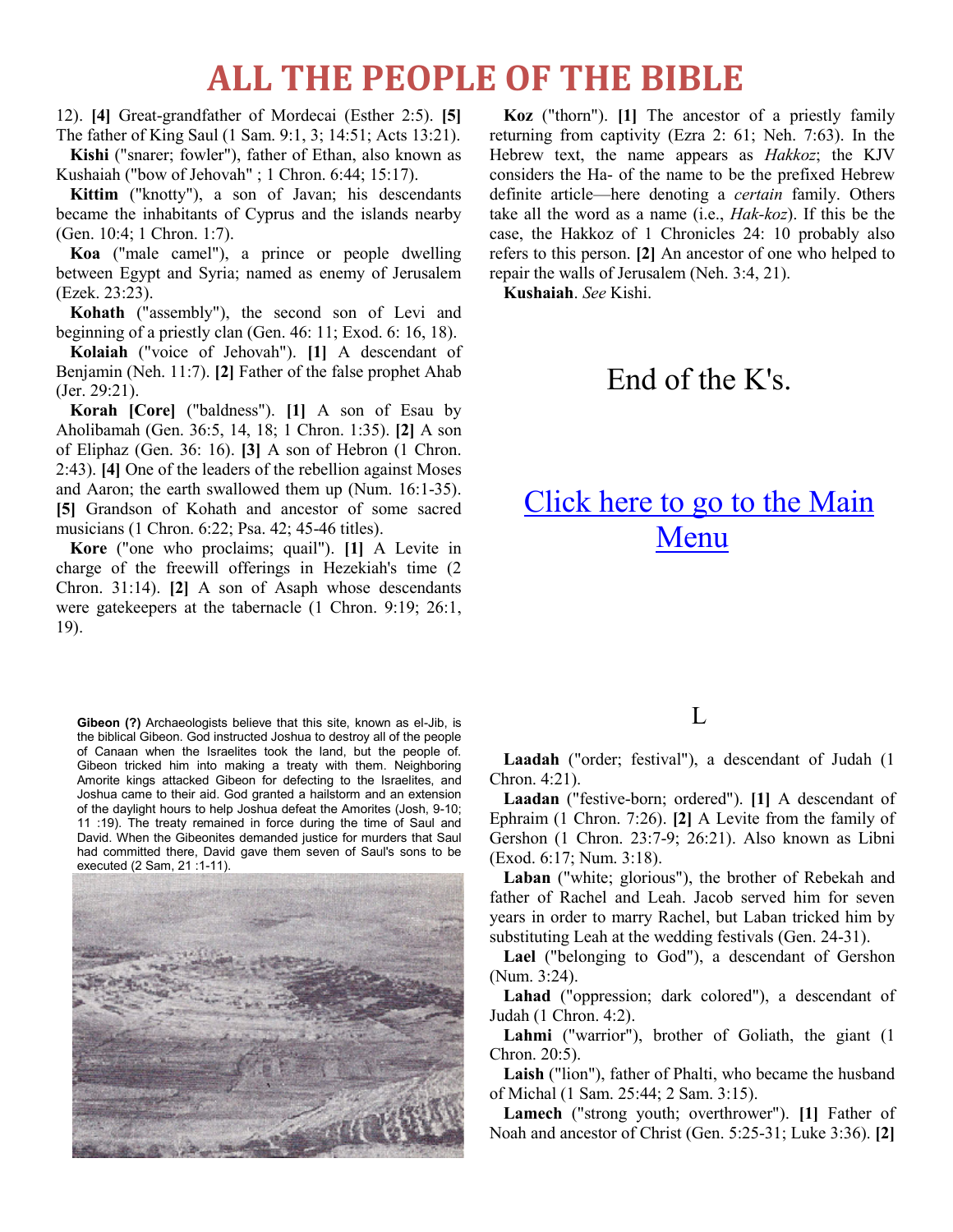12). **[4]** Great-grandfather of Mordecai (Esther 2:5). **[5]** The father of King Saul (1 Sam. 9:1, 3; 14:51; Acts 13:21).

**Kishi** ("snarer; fowler"), father of Ethan, also known as Kushaiah ("bow of Jehovah" ; 1 Chron. 6:44; 15:17).

**Kittim** ("knotty"), a son of Javan; his descendants became the inhabitants of Cyprus and the islands nearby (Gen. 10:4; 1 Chron. 1:7).

**Koa** ("male camel"), a prince or people dwelling between Egypt and Syria; named as enemy of Jerusalem (Ezek. 23:23).

**Kohath** ("assembly"), the second son of Levi and beginning of a priestly clan (Gen. 46: 11; Exod. 6: 16, 18).

**Kolaiah** ("voice of Jehovah"). **[1]** A descendant of Benjamin (Neh. 11:7). **[2]** Father of the false prophet Ahab (Jer. 29:21).

**Korah [Core]** ("baldness"). **[1]** A son of Esau by Aholibamah (Gen. 36:5, 14, 18; 1 Chron. 1:35). **[2]** A son of Eliphaz (Gen. 36: 16). **[3]** A son of Hebron (1 Chron. 2:43). **[4]** One of the leaders of the rebellion against Moses and Aaron; the earth swallowed them up (Num. 16:1-35). **[5]** Grandson of Kohath and ancestor of some sacred musicians (1 Chron. 6:22; Psa. 42; 45-46 titles).

**Kore** ("one who proclaims; quail"). **[1]** A Levite in charge of the freewill offerings in Hezekiah's time (2 Chron. 31:14). **[2]** A son of Asaph whose descendants were gatekeepers at the tabernacle (1 Chron. 9:19; 26:1, 19).

**Koz** ("thorn"). **[1]** The ancestor of a priestly family returning from captivity (Ezra 2: 61; Neh. 7:63). In the Hebrew text, the name appears as *Hakkoz*; the KJV considers the Ha- of the name to be the prefixed Hebrew definite article—here denoting a *certain* family. Others take all the word as a name (i.e., *Hak-koz*). If this be the case, the Hakkoz of 1 Chronicles 24: 10 probably also refers to this person. **[2]** An ancestor of one who helped to repair the walls of Jerusalem (Neh. 3:4, 21).

**Kushaiah**. *See* Kishi.

End of the K's.

Click here to go to the Main Menu

**Gibeon (?)** Archaeologists believe that this site, known as el-Jib, is the biblical Gibeon. God instructed Joshua to destroy all of the people of Canaan when the Israelites took the land, but the people of. Gibeon tricked him into making a treaty with them. Neighboring Amorite kings attacked Gibeon for defecting to the Israelites, and Joshua came to their aid. God granted a hailstorm and an extension of the daylight hours to help Joshua defeat the Amorites (Josh, 9-10; 11 :19). The treaty remained in force during the time of Saul and David. When the Gibeonites demanded justice for murders that Saul had committed there, David gave them seven of Saul's sons to be executed (2 Sam, 21 :1-11).

## L

**Laadah** ("order; festival"), a descendant of Judah (1 Chron. 4:21).

**Laadan** ("festive-born; ordered"). **[1]** A descendant of Ephraim (1 Chron. 7:26). **[2]** A Levite from the family of Gershon (1 Chron. 23:7-9; 26:21). Also known as Libni (Exod. 6:17; Num. 3:18).

**Laban** ("white; glorious"), the brother of Rebekah and father of Rachel and Leah. Jacob served him for seven years in order to marry Rachel, but Laban tricked him by substituting Leah at the wedding festivals (Gen. 24-31).

**Lael** ("belonging to God"), a descendant of Gershon (Num. 3:24).

**Lahad** ("oppression; dark colored"), a descendant of Judah (1 Chron. 4:2).

**Lahmi** ("warrior"), brother of Goliath, the giant (1 Chron. 20:5).

**Laish** ("lion"), father of Phalti, who became the husband of Michal (1 Sam. 25:44; 2 Sam. 3:15).

**Lamech** ("strong youth; overthrower"). **[1]** Father of Noah and ancestor of Christ (Gen. 5:25-31; Luke 3:36). **[2]**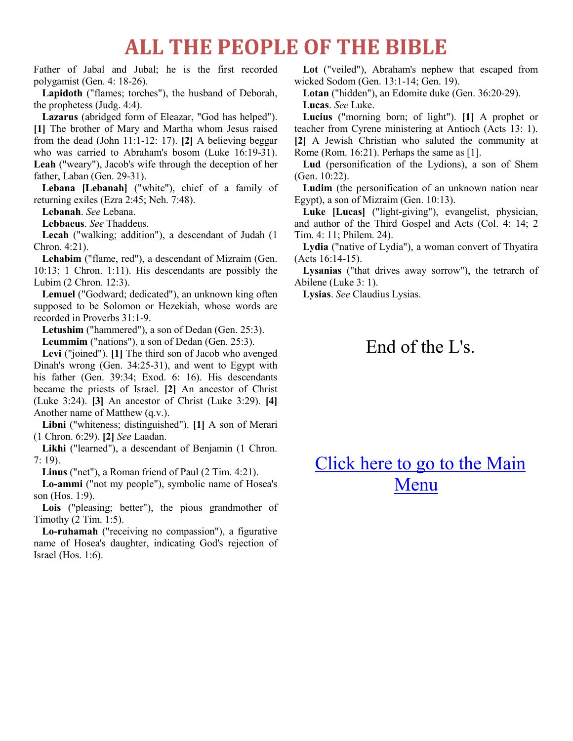# ALL THE PEOPLE OF THE BIBLE

Father of Jabal and Jubal; he is the first recorded polygamist (Gen. 4: 18-26).

**Lapidoth** ("flames; torches"), the husband of Deborah, the prophetess (Judg. 4:4).

**Lazarus** (abridged form of Eleazar, "God has helped"). **[1]** The brother of Mary and Martha whom Jesus raised from the dead (John 11:1-12: 17). **[2]** A believing beggar who was carried to Abraham's bosom (Luke 16:19-31).

**Leah** ("weary"), Jacob's wife through the deception of her father, Laban (Gen. 29-31).

**Lebana [Lebanah]** ("white"), chief of a family of returning exiles (Ezra 2:45; Neh. 7:48).

**Lebanah**. *See* Lebana.

**Lebbaeus**. *See* Thaddeus.

**Lecah** ("walking; addition"), a descendant of Judah (1 Chron. 4:21).

**Lehabim** ("flame, red"), a descendant of Mizraim (Gen. 10:13; 1 Chron. 1:11). His descendants are possibly the Lubim (2 Chron. 12:3).

**Lemuel** ("Godward; dedicated"), an unknown king often supposed to be Solomon or Hezekiah, whose words are recorded in Proverbs 31:1-9.

**Letushim** ("hammered"), a son of Dedan (Gen. 25:3).

**Leummim** ("nations"), a son of Dedan (Gen. 25:3).

**Levi** ("joined"). **[1]** The third son of Jacob who avenged Dinah's wrong (Gen. 34:25-31), and went to Egypt with his father (Gen. 39:34; Exod. 6: 16). His descendants became the priests of Israel. **[2]** An ancestor of Christ (Luke 3:24). **[3]** An ancestor of Christ (Luke 3:29). **[4]** Another name of Matthew (q.v.).

**Libni** ("whiteness; distinguished"). **[1]** A son of Merari (1 Chron. 6:29). **[2]** *See* Laadan.

**Likhi** ("learned"), a descendant of Benjamin (1 Chron. 7: 19).

**Linus** ("net"), a Roman friend of Paul (2 Tim. 4:21).

**Lo-ammi** ("not my people"), symbolic name of Hosea's son (Hos. 1:9).

**Lois** ("pleasing; better"), the pious grandmother of Timothy (2 Tim. 1:5).

**Lo-ruhamah** ("receiving no compassion"), a figurative name of Hosea's daughter, indicating God's rejection of Israel (Hos. 1:6).

**Lot** ("veiled"), Abraham's nephew that escaped from wicked Sodom (Gen. 13:1-14; Gen. 19).

**Lotan** ("hidden"), an Edomite duke (Gen. 36:20-29).

**Lucas**. *See* Luke.

**Lucius** ("morning born; of light"). **[1]** A prophet or teacher from Cyrene ministering at Antioch (Acts 13: 1). **[2]** A Jewish Christian who saluted the community at Rome (Rom. 16:21). Perhaps the same as [1].

**Lud** (personification of the Lydions), a son of Shem (Gen. 10:22).

**Ludim** (the personification of an unknown nation near Egypt), a son of Mizraim (Gen. 10:13).

**Luke [Lucas]** ("light-giving"), evangelist, physician, and author of the Third Gospel and Acts (Col. 4: 14; 2 Tim. 4: 11; Philem. 24).

**Lydia** ("native of Lydia"), a woman convert of Thyatira (Acts 16:14-15).

**Lysanias** ("that drives away sorrow"), the tetrarch of Abilene (Luke 3: 1).

**Lysias**. *See* Claudius Lysias.

End of the L's.

Click here to go to the Main Menu